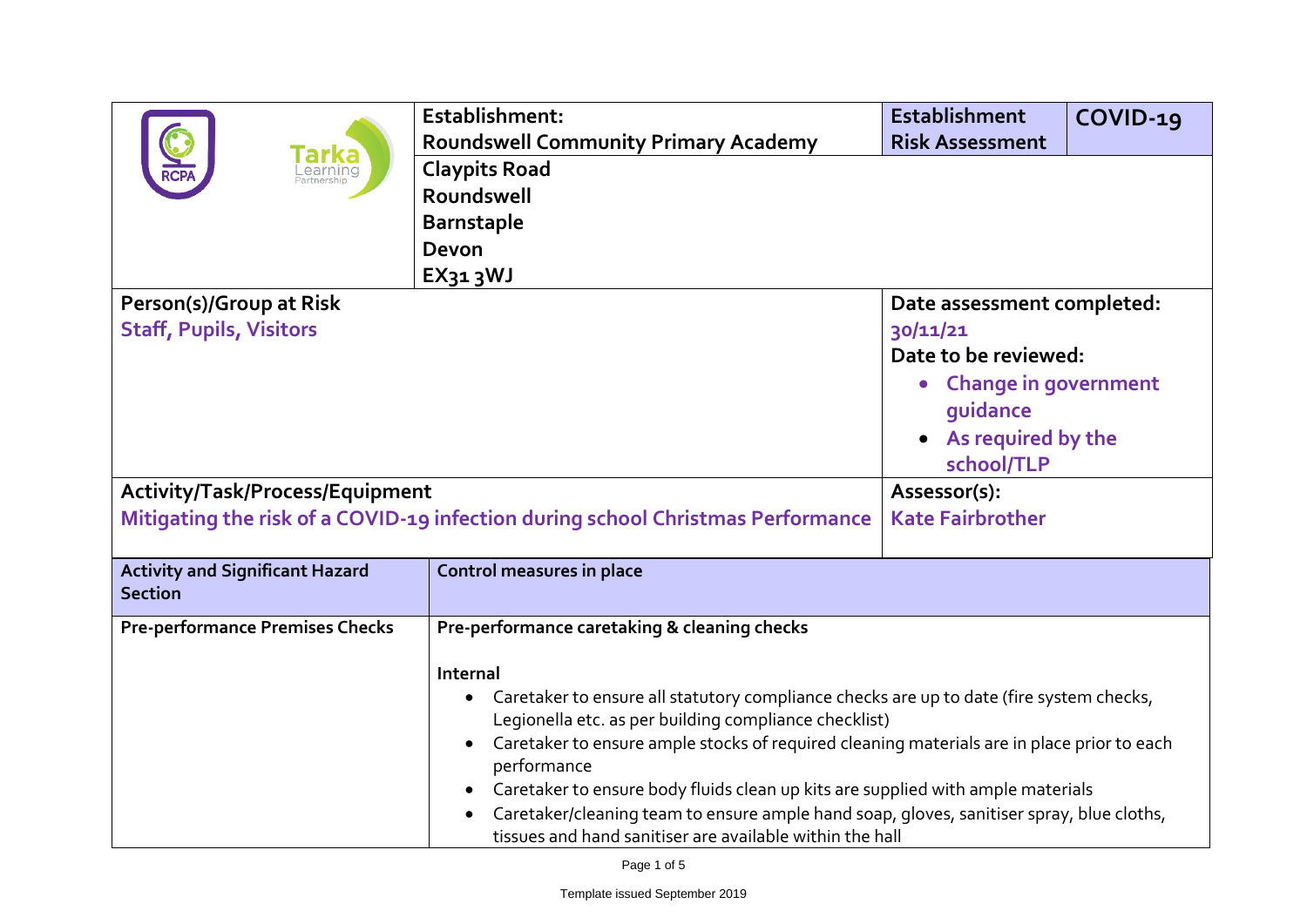| | Establishment: Roundswell Community Primary Academy | Establishment Risk Assessment | COVID-19 |
|---|---|---|---|
| | Claypits Road<br>Roundswell<br>Barnstaple<br>Devon<br>EX31 3WJ | | |

| Person(s)/Group at Risk | Date assessment completed: |
|---|---|
| Staff, Pupils, Visitors | 30/11/21<br>**Date to be reviewed:**<br>• Change in government guidance<br>• As required by the school/TLP |
| **Activity/Task/Process/Equipment** | **Assessor(s):** |
| Mitigating the risk of a COVID-19 infection during school Christmas Performance | Kate Fairbrother |

| Activity and Significant Hazard Section | Control measures in place |
|---|---|
| **Pre-performance Premises Checks** | **Pre-performance caretaking & cleaning checks**<br><br>**Internal**<br>• Caretaker to ensure all statutory compliance checks are up to date (fire system checks, Legionella etc. as per building compliance checklist)<br>• Caretaker to ensure ample stocks of required cleaning materials are in place prior to each performance<br>• Caretaker to ensure body fluids clean up kits are supplied with ample materials<br>• Caretaker/cleaning team to ensure ample hand soap, gloves, sanitiser spray, blue cloths, tissues and hand sanitiser are available within the hall |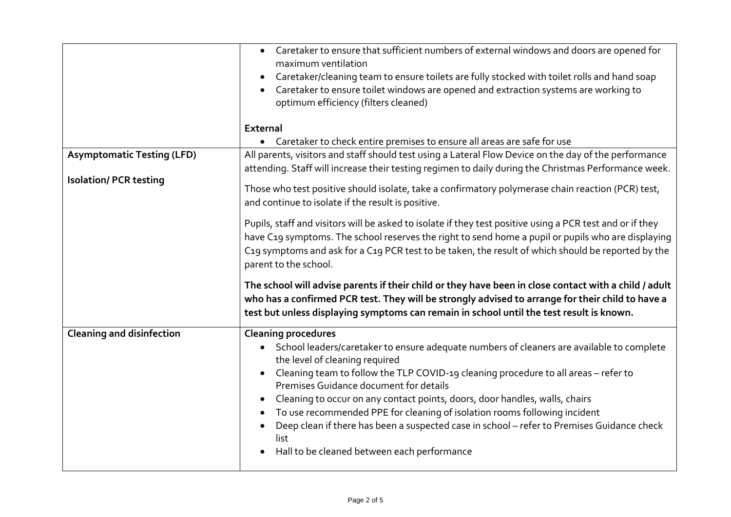| | |
|---|---|
| | • Caretaker to ensure that sufficient numbers of external windows and doors are opened for maximum ventilation<br>• Caretaker/cleaning team to ensure toilets are fully stocked with toilet rolls and hand soap<br>• Caretaker to ensure toilet windows are opened and extraction systems are working to optimum efficiency (filters cleaned)<br><br>**External**<br>• Caretaker to check entire premises to ensure all areas are safe for use |
| **Asymptomatic Testing (LFD)**<br><br>**Isolation/ PCR testing** | All parents, visitors and staff should test using a Lateral Flow Device on the day of the performance attending. Staff will increase their testing regimen to daily during the Christmas Performance week.<br><br>Those who test positive should isolate, take a confirmatory polymerase chain reaction (PCR) test, and continue to isolate if the result is positive.<br><br>Pupils, staff and visitors will be asked to isolate if they test positive using a PCR test and or if they have C19 symptoms. The school reserves the right to send home a pupil or pupils who are displaying C19 symptoms and ask for a C19 PCR test to be taken, the result of which should be reported by the parent to the school.<br><br>**The school will advise parents if their child or they have been in close contact with a child / adult who has a confirmed PCR test. They will be strongly advised to arrange for their child to have a test but unless displaying symptoms can remain in school until the test result is known.** |
| **Cleaning and disinfection** | **Cleaning procedures**<br>• School leaders/caretaker to ensure adequate numbers of cleaners are available to complete the level of cleaning required<br>• Cleaning team to follow the TLP COVID-19 cleaning procedure to all areas – refer to Premises Guidance document for details<br>• Cleaning to occur on any contact points, doors, door handles, walls, chairs<br>• To use recommended PPE for cleaning of isolation rooms following incident<br>• Deep clean if there has been a suspected case in school – refer to Premises Guidance check list<br>• Hall to be cleaned between each performance |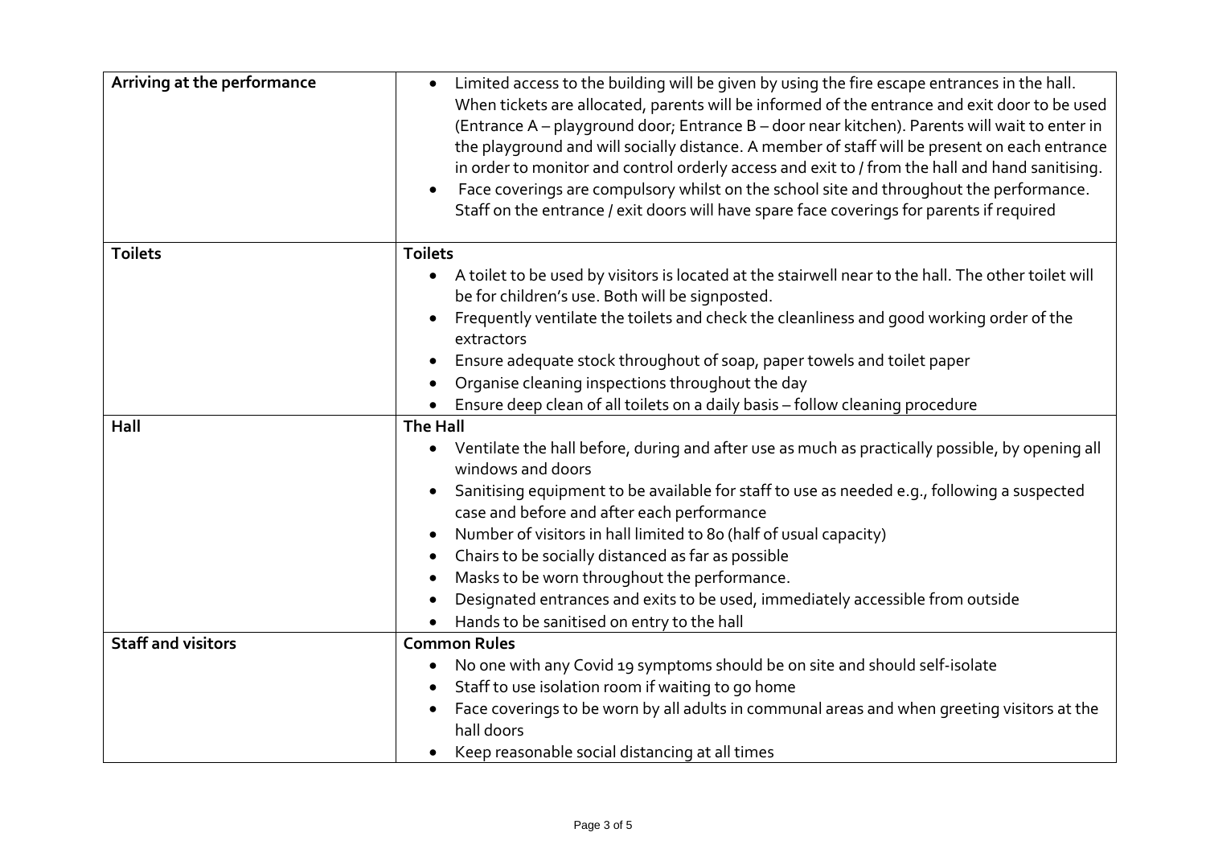| | |
|---|---|
| **Arriving at the performance** | • Limited access to the building will be given by using the fire escape entrances in the hall. When tickets are allocated, parents will be informed of the entrance and exit door to be used (Entrance A – playground door; Entrance B – door near kitchen). Parents will wait to enter in the playground and will socially distance. A member of staff will be present on each entrance in order to monitor and control orderly access and exit to / from the hall and hand sanitising.<br>• Face coverings are compulsory whilst on the school site and throughout the performance. Staff on the entrance / exit doors will have spare face coverings for parents if required |
| **Toilets** | **Toilets**<br>• A toilet to be used by visitors is located at the stairwell near to the hall. The other toilet will be for children's use. Both will be signposted.<br>• Frequently ventilate the toilets and check the cleanliness and good working order of the extractors<br>• Ensure adequate stock throughout of soap, paper towels and toilet paper<br>• Organise cleaning inspections throughout the day<br>• Ensure deep clean of all toilets on a daily basis – follow cleaning procedure |
| **Hall** | **The Hall**<br>• Ventilate the hall before, during and after use as much as practically possible, by opening all windows and doors<br>• Sanitising equipment to be available for staff to use as needed e.g., following a suspected case and before and after each performance<br>• Number of visitors in hall limited to 80 (half of usual capacity)<br>• Chairs to be socially distanced as far as possible<br>• Masks to be worn throughout the performance.<br>• Designated entrances and exits to be used, immediately accessible from outside<br>• Hands to be sanitised on entry to the hall |
| **Staff and visitors** | **Common Rules**<br>• No one with any Covid 19 symptoms should be on site and should self-isolate<br>• Staff to use isolation room if waiting to go home<br>• Face coverings to be worn by all adults in communal areas and when greeting visitors at the hall doors<br>• Keep reasonable social distancing at all times |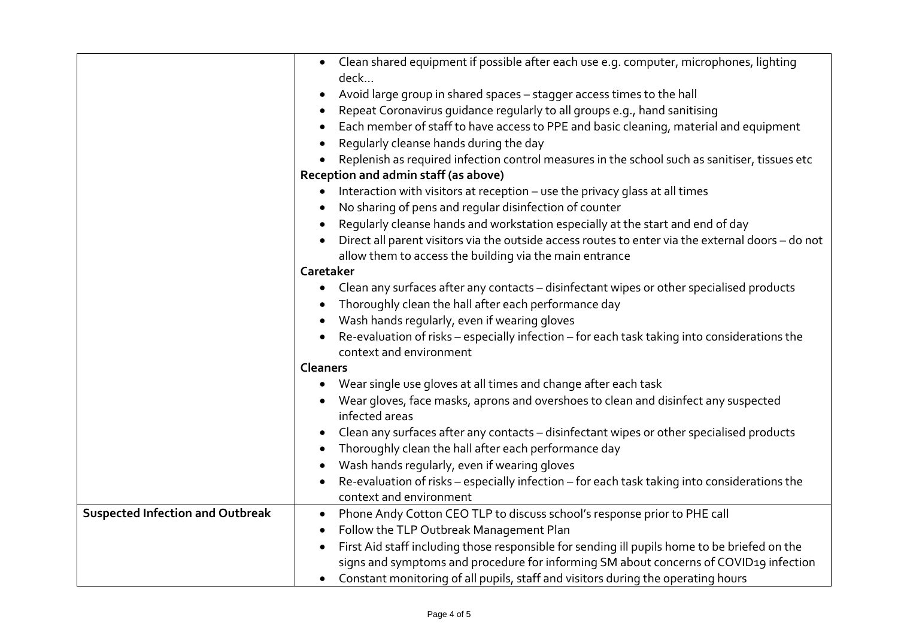| | |
|---|---|
| | • Clean shared equipment if possible after each use e.g. computer, microphones, lighting deck… <br> • Avoid large group in shared spaces – stagger access times to the hall <br> • Repeat Coronavirus guidance regularly to all groups e.g., hand sanitising <br> • Each member of staff to have access to PPE and basic cleaning, material and equipment <br> • Regularly cleanse hands during the day <br> • Replenish as required infection control measures in the school such as sanitiser, tissues etc <br> **Reception and admin staff (as above)** <br> • Interaction with visitors at reception – use the privacy glass at all times <br> • No sharing of pens and regular disinfection of counter <br> • Regularly cleanse hands and workstation especially at the start and end of day <br> • Direct all parent visitors via the outside access routes to enter via the external doors – do not allow them to access the building via the main entrance <br> **Caretaker** <br> • Clean any surfaces after any contacts – disinfectant wipes or other specialised products <br> • Thoroughly clean the hall after each performance day <br> • Wash hands regularly, even if wearing gloves <br> • Re-evaluation of risks – especially infection – for each task taking into considerations the context and environment <br> **Cleaners** <br> • Wear single use gloves at all times and change after each task <br> • Wear gloves, face masks, aprons and overshoes to clean and disinfect any suspected infected areas <br> • Clean any surfaces after any contacts – disinfectant wipes or other specialised products <br> • Thoroughly clean the hall after each performance day <br> • Wash hands regularly, even if wearing gloves <br> • Re-evaluation of risks – especially infection – for each task taking into considerations the context and environment |
| **Suspected Infection and Outbreak** | • Phone Andy Cotton CEO TLP to discuss school's response prior to PHE call <br> • Follow the TLP Outbreak Management Plan <br> • First Aid staff including those responsible for sending ill pupils home to be briefed on the signs and symptoms and procedure for informing SM about concerns of COVID19 infection <br> • Constant monitoring of all pupils, staff and visitors during the operating hours |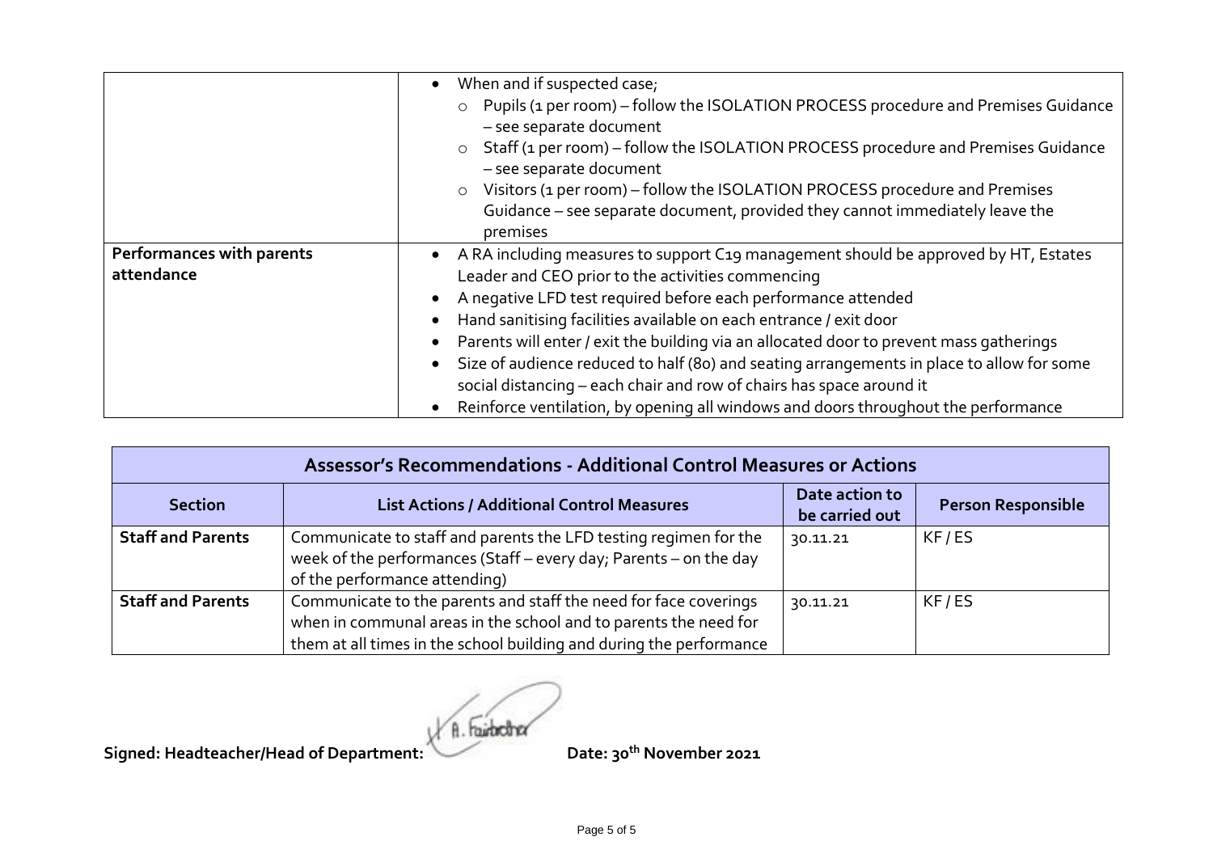| | |
|---|---|
| | • When and if suspected case;<br>  ○ Pupils (1 per room) – follow the ISOLATION PROCESS procedure and Premises Guidance – see separate document<br>  ○ Staff (1 per room) – follow the ISOLATION PROCESS procedure and Premises Guidance – see separate document<br>  ○ Visitors (1 per room) – follow the ISOLATION PROCESS procedure and Premises Guidance – see separate document, provided they cannot immediately leave the premises |
| **Performances with parents attendance** | • A RA including measures to support C19 management should be approved by HT, Estates Leader and CEO prior to the activities commencing<br>• A negative LFD test required before each performance attended<br>• Hand sanitising facilities available on each entrance / exit door<br>• Parents will enter / exit the building via an allocated door to prevent mass gatherings<br>• Size of audience reduced to half (80) and seating arrangements in place to allow for some social distancing – each chair and row of chairs has space around it<br>• Reinforce ventilation, by opening all windows and doors throughout the performance |

## Assessor's Recommendations - Additional Control Measures or Actions

| Section | List Actions / Additional Control Measures | Date action to be carried out | Person Responsible |
|---|---|---|---|
| **Staff and Parents** | Communicate to staff and parents the LFD testing regimen for the week of the performances (Staff – every day; Parents – on the day of the performance attending) | 30.11.21 | KF / ES |
| **Staff and Parents** | Communicate to the parents and staff the need for face coverings when in communal areas in the school and to parents the need for them at all times in the school building and during the performance | 30.11.21 | KF / ES |

**Signed: Headteacher/Head of Department:** A. Fairbrother **Date: 30th November 2021**